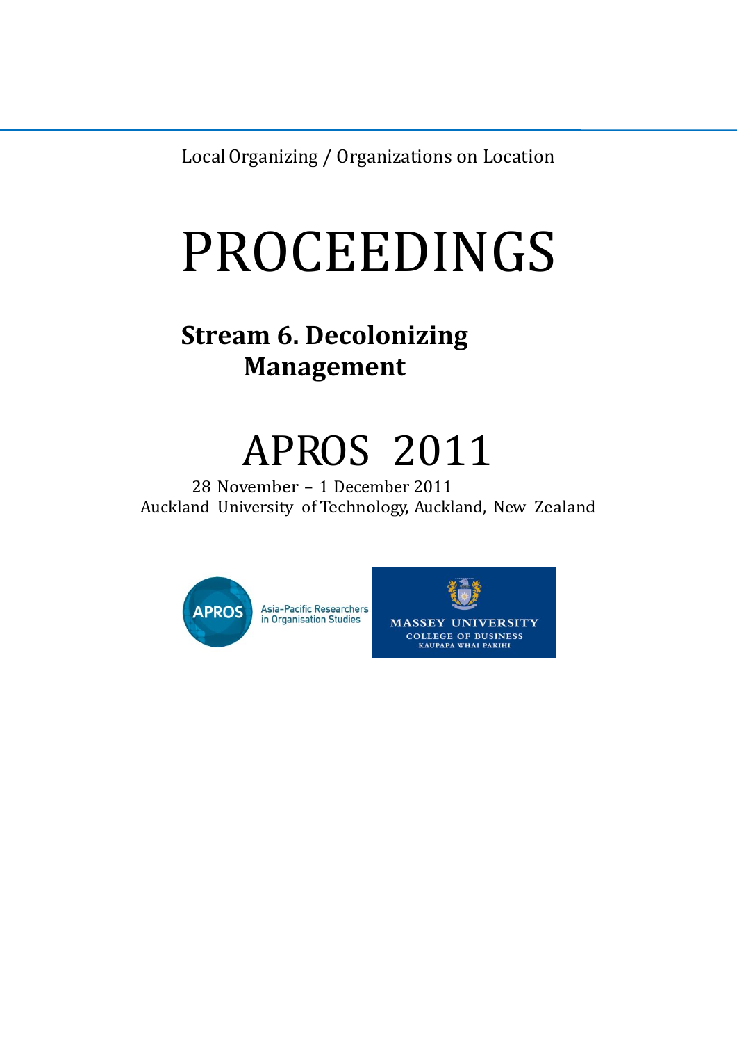Local Organizing / Organizations on Location

# PROCEEDINGS

## Stream 6. Decolonizing Management

# APROS 2011

28 November – 1 December 2011
Auckland University of Technology, Auckland, New Zealand

APROS Asia-Pacific Researchers in Organisation Studies

MASSEY UNIVERSITY
COLLEGE OF BUSINESS
KAUPAPA WHAI PAKIHI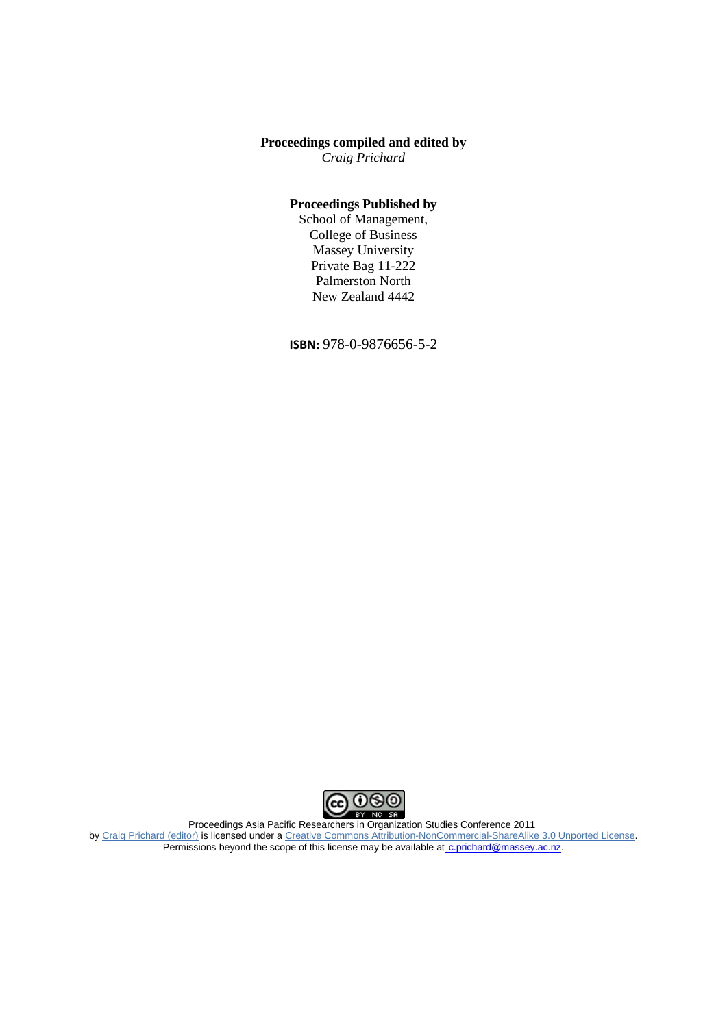**Proceedings compiled and edited by**
*Craig Prichard*

**Proceedings Published by**
School of Management,
College of Business
Massey University
Private Bag 11-222
Palmerston North
New Zealand 4442

**ISBN:** 978-0-9876656-5-2

Proceedings Asia Pacific Researchers in Organization Studies Conference 2011
by Craig Prichard (editor) is licensed under a Creative Commons Attribution-NonCommercial-ShareAlike 3.0 Unported License.
Permissions beyond the scope of this license may be available at c.prichard@massey.ac.nz.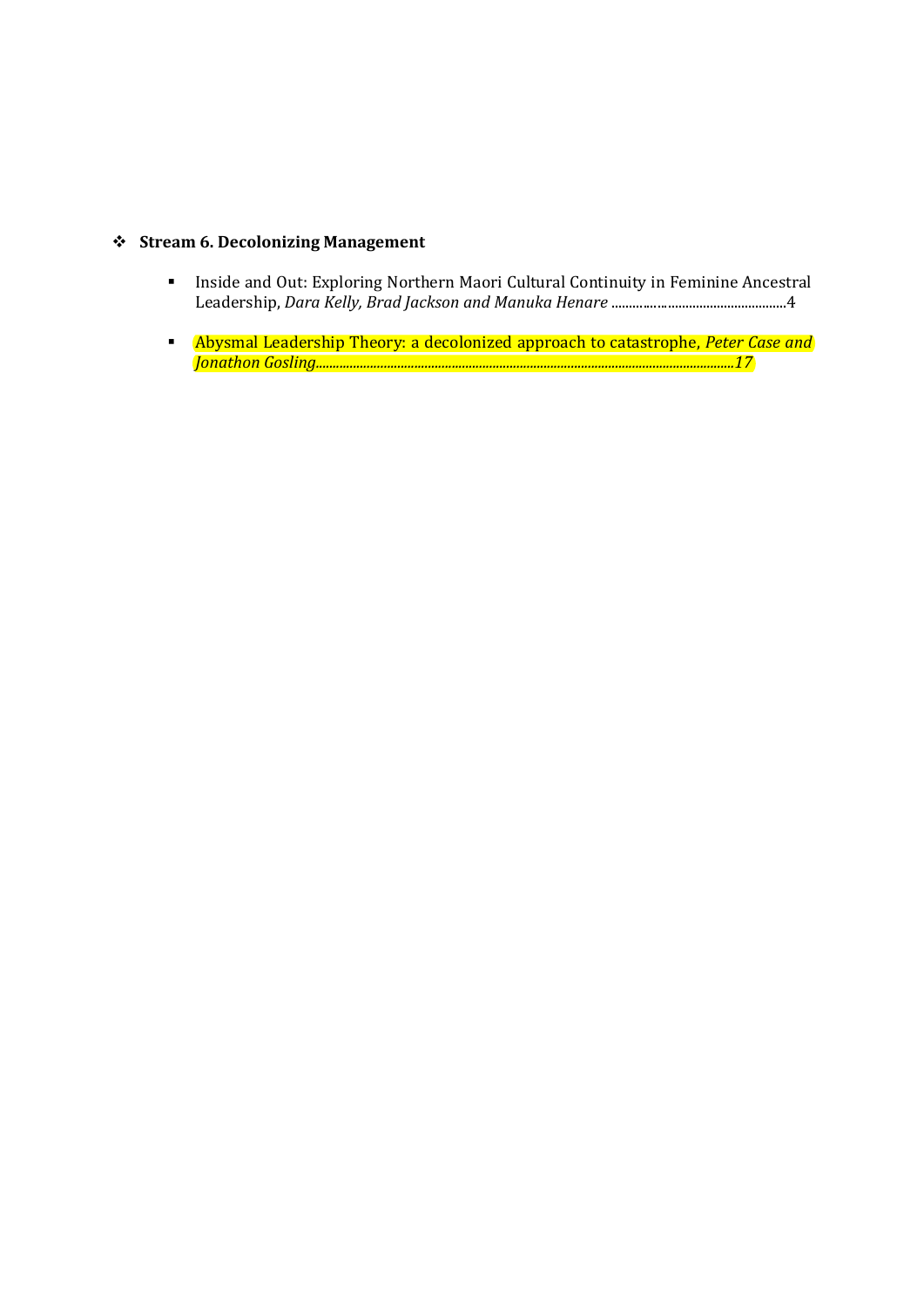- **Stream 6. Decolonizing Management**

  - Inside and Out: Exploring Northern Maori Cultural Continuity in Feminine Ancestral Leadership, *Dara Kelly, Brad Jackson and Manuka Henare* ..................................................4

  - Abysmal Leadership Theory: a decolonized approach to catastrophe, *Peter Case and Jonathon Gosling*..........................................................................................................................17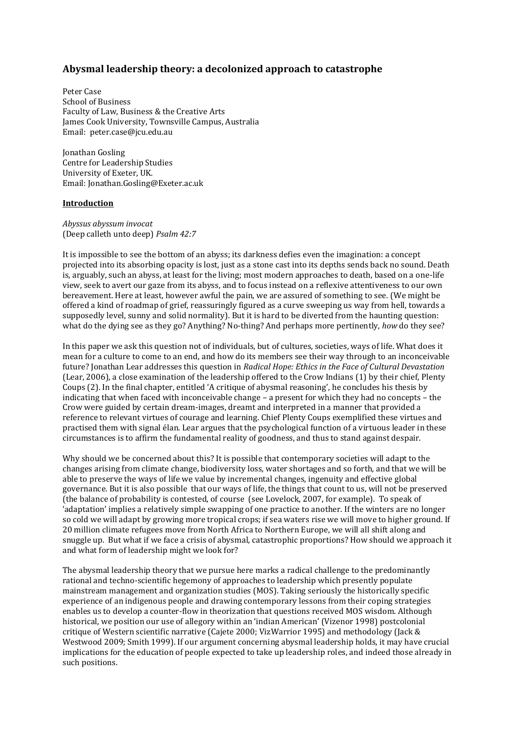# Abysmal leadership theory: a decolonized approach to catastrophe

Peter Case
School of Business
Faculty of Law, Business & the Creative Arts
James Cook University, Townsville Campus, Australia
Email: peter.case@jcu.edu.au

Jonathan Gosling
Centre for Leadership Studies
University of Exeter, UK.
Email: Jonathan.Gosling@Exeter.ac.uk

## Introduction

*Abyssus abyssum invocat*
(Deep calleth unto deep) *Psalm 42:7*

It is impossible to see the bottom of an abyss; its darkness defies even the imagination: a concept projected into its absorbing opacity is lost, just as a stone cast into its depths sends back no sound. Death is, arguably, such an abyss, at least for the living; most modern approaches to death, based on a one-life view, seek to avert our gaze from its abyss, and to focus instead on a reflexive attentiveness to our own bereavement. Here at least, however awful the pain, we are assured of something to see. (We might be offered a kind of roadmap of grief, reassuringly figured as a curve sweeping us way from hell, towards a supposedly level, sunny and solid normality). But it is hard to be diverted from the haunting question: what do the dying see as they go? Anything? No-thing? And perhaps more pertinently, *how* do they see?

In this paper we ask this question not of individuals, but of cultures, societies, ways of life. What does it mean for a culture to come to an end, and how do its members see their way through to an inconceivable future? Jonathan Lear addresses this question in *Radical Hope: Ethics in the Face of Cultural Devastation* (Lear, 2006), a close examination of the leadership offered to the Crow Indians (1) by their chief, Plenty Coups (2). In the final chapter, entitled 'A critique of abysmal reasoning', he concludes his thesis by indicating that when faced with inconceivable change – a present for which they had no concepts – the Crow were guided by certain dream-images, dreamt and interpreted in a manner that provided a reference to relevant virtues of courage and learning. Chief Plenty Coups exemplified these virtues and practised them with signal élan. Lear argues that the psychological function of a virtuous leader in these circumstances is to affirm the fundamental reality of goodness, and thus to stand against despair.

Why should we be concerned about this? It is possible that contemporary societies will adapt to the changes arising from climate change, biodiversity loss, water shortages and so forth, and that we will be able to preserve the ways of life we value by incremental changes, ingenuity and effective global governance. But it is also possible that our ways of life, the things that count to us, will not be preserved (the balance of probability is contested, of course (see Lovelock, 2007, for example). To speak of 'adaptation' implies a relatively simple swapping of one practice to another. If the winters are no longer so cold we will adapt by growing more tropical crops; if sea waters rise we will move to higher ground. If 20 million climate refugees move from North Africa to Northern Europe, we will all shift along and snuggle up. But what if we face a crisis of abysmal, catastrophic proportions? How should we approach it and what form of leadership might we look for?

The abysmal leadership theory that we pursue here marks a radical challenge to the predominantly rational and techno-scientific hegemony of approaches to leadership which presently populate mainstream management and organization studies (MOS). Taking seriously the historically specific experience of an indigenous people and drawing contemporary lessons from their coping strategies enables us to develop a counter-flow in theorization that questions received MOS wisdom. Although historical, we position our use of allegory within an 'indian American' (Vizenor 1998) postcolonial critique of Western scientific narrative (Cajete 2000; VizWarrior 1995) and methodology (Jack & Westwood 2009; Smith 1999). If our argument concerning abysmal leadership holds, it may have crucial implications for the education of people expected to take up leadership roles, and indeed those already in such positions.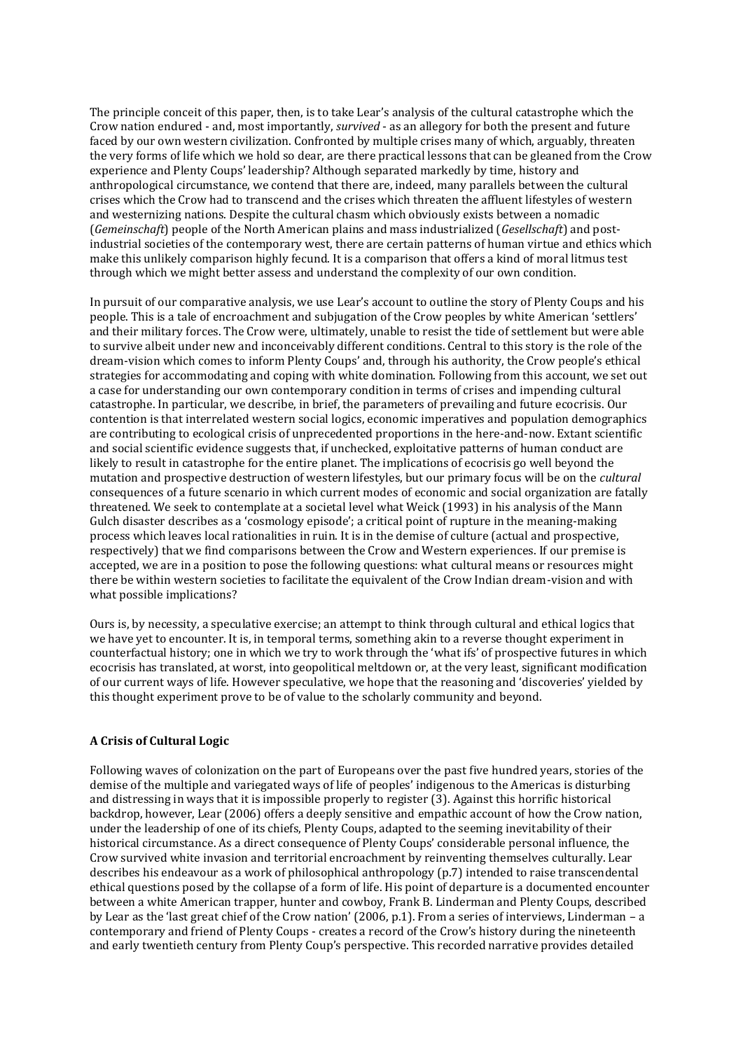The principle conceit of this paper, then, is to take Lear's analysis of the cultural catastrophe which the Crow nation endured - and, most importantly, *survived* - as an allegory for both the present and future faced by our own western civilization. Confronted by multiple crises many of which, arguably, threaten the very forms of life which we hold so dear, are there practical lessons that can be gleaned from the Crow experience and Plenty Coups' leadership? Although separated markedly by time, history and anthropological circumstance, we contend that there are, indeed, many parallels between the cultural crises which the Crow had to transcend and the crises which threaten the affluent lifestyles of western and westernizing nations. Despite the cultural chasm which obviously exists between a nomadic (*Gemeinschaft*) people of the North American plains and mass industrialized (*Gesellschaft*) and post-industrial societies of the contemporary west, there are certain patterns of human virtue and ethics which make this unlikely comparison highly fecund. It is a comparison that offers a kind of moral litmus test through which we might better assess and understand the complexity of our own condition.

In pursuit of our comparative analysis, we use Lear's account to outline the story of Plenty Coups and his people. This is a tale of encroachment and subjugation of the Crow peoples by white American 'settlers' and their military forces. The Crow were, ultimately, unable to resist the tide of settlement but were able to survive albeit under new and inconceivably different conditions. Central to this story is the role of the dream-vision which comes to inform Plenty Coups' and, through his authority, the Crow people's ethical strategies for accommodating and coping with white domination. Following from this account, we set out a case for understanding our own contemporary condition in terms of crises and impending cultural catastrophe. In particular, we describe, in brief, the parameters of prevailing and future ecocrisis. Our contention is that interrelated western social logics, economic imperatives and population demographics are contributing to ecological crisis of unprecedented proportions in the here-and-now. Extant scientific and social scientific evidence suggests that, if unchecked, exploitative patterns of human conduct are likely to result in catastrophe for the entire planet. The implications of ecocrisis go well beyond the mutation and prospective destruction of western lifestyles, but our primary focus will be on the *cultural* consequences of a future scenario in which current modes of economic and social organization are fatally threatened. We seek to contemplate at a societal level what Weick (1993) in his analysis of the Mann Gulch disaster describes as a 'cosmology episode'; a critical point of rupture in the meaning-making process which leaves local rationalities in ruin. It is in the demise of culture (actual and prospective, respectively) that we find comparisons between the Crow and Western experiences. If our premise is accepted, we are in a position to pose the following questions: what cultural means or resources might there be within western societies to facilitate the equivalent of the Crow Indian dream-vision and with what possible implications?

Ours is, by necessity, a speculative exercise; an attempt to think through cultural and ethical logics that we have yet to encounter. It is, in temporal terms, something akin to a reverse thought experiment in counterfactual history; one in which we try to work through the 'what ifs' of prospective futures in which ecocrisis has translated, at worst, into geopolitical meltdown or, at the very least, significant modification of our current ways of life. However speculative, we hope that the reasoning and 'discoveries' yielded by this thought experiment prove to be of value to the scholarly community and beyond.

## A Crisis of Cultural Logic

Following waves of colonization on the part of Europeans over the past five hundred years, stories of the demise of the multiple and variegated ways of life of peoples' indigenous to the Americas is disturbing and distressing in ways that it is impossible properly to register (3). Against this horrific historical backdrop, however, Lear (2006) offers a deeply sensitive and empathic account of how the Crow nation, under the leadership of one of its chiefs, Plenty Coups, adapted to the seeming inevitability of their historical circumstance. As a direct consequence of Plenty Coups' considerable personal influence, the Crow survived white invasion and territorial encroachment by reinventing themselves culturally. Lear describes his endeavour as a work of philosophical anthropology (p.7) intended to raise transcendental ethical questions posed by the collapse of a form of life. His point of departure is a documented encounter between a white American trapper, hunter and cowboy, Frank B. Linderman and Plenty Coups, described by Lear as the 'last great chief of the Crow nation' (2006, p.1). From a series of interviews, Linderman – a contemporary and friend of Plenty Coups - creates a record of the Crow's history during the nineteenth and early twentieth century from Plenty Coup's perspective. This recorded narrative provides detailed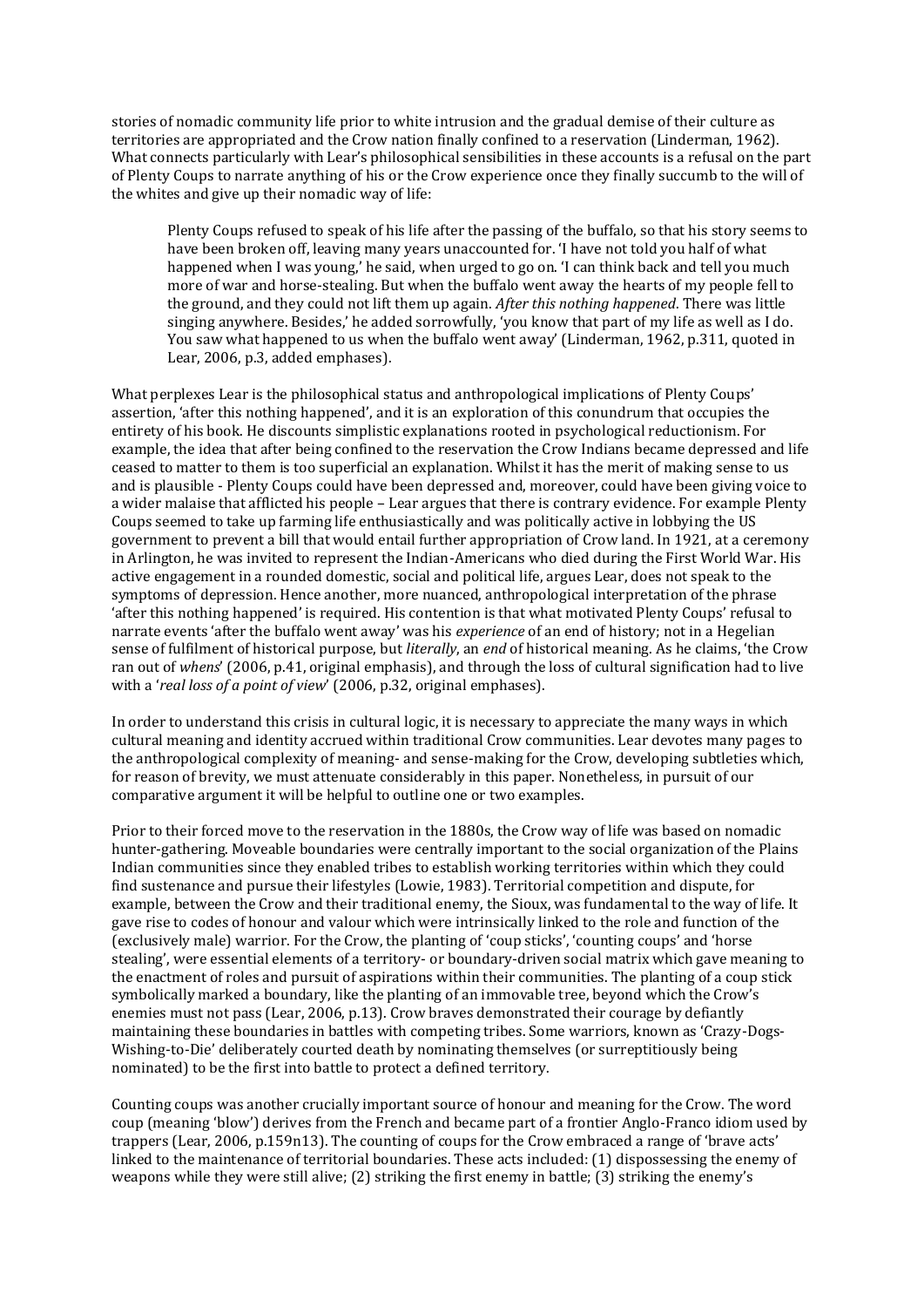stories of nomadic community life prior to white intrusion and the gradual demise of their culture as territories are appropriated and the Crow nation finally confined to a reservation (Linderman, 1962). What connects particularly with Lear's philosophical sensibilities in these accounts is a refusal on the part of Plenty Coups to narrate anything of his or the Crow experience once they finally succumb to the will of the whites and give up their nomadic way of life:

> Plenty Coups refused to speak of his life after the passing of the buffalo, so that his story seems to have been broken off, leaving many years unaccounted for. 'I have not told you half of what happened when I was young,' he said, when urged to go on. 'I can think back and tell you much more of war and horse-stealing. But when the buffalo went away the hearts of my people fell to the ground, and they could not lift them up again. *After this nothing happened*. There was little singing anywhere. Besides,' he added sorrowfully, 'you know that part of my life as well as I do. You saw what happened to us when the buffalo went away' (Linderman, 1962, p.311, quoted in Lear, 2006, p.3, added emphases).

What perplexes Lear is the philosophical status and anthropological implications of Plenty Coups' assertion, 'after this nothing happened', and it is an exploration of this conundrum that occupies the entirety of his book. He discounts simplistic explanations rooted in psychological reductionism. For example, the idea that after being confined to the reservation the Crow Indians became depressed and life ceased to matter to them is too superficial an explanation. Whilst it has the merit of making sense to us and is plausible - Plenty Coups could have been depressed and, moreover, could have been giving voice to a wider malaise that afflicted his people – Lear argues that there is contrary evidence. For example Plenty Coups seemed to take up farming life enthusiastically and was politically active in lobbying the US government to prevent a bill that would entail further appropriation of Crow land. In 1921, at a ceremony in Arlington, he was invited to represent the Indian-Americans who died during the First World War. His active engagement in a rounded domestic, social and political life, argues Lear, does not speak to the symptoms of depression. Hence another, more nuanced, anthropological interpretation of the phrase 'after this nothing happened' is required. His contention is that what motivated Plenty Coups' refusal to narrate events 'after the buffalo went away' was his *experience* of an end of history; not in a Hegelian sense of fulfilment of historical purpose, but *literally*, an *end* of historical meaning. As he claims, 'the Crow ran out of *whens*' (2006, p.41, original emphasis), and through the loss of cultural signification had to live with a '*real loss of a point of view*' (2006, p.32, original emphases).

In order to understand this crisis in cultural logic, it is necessary to appreciate the many ways in which cultural meaning and identity accrued within traditional Crow communities. Lear devotes many pages to the anthropological complexity of meaning- and sense-making for the Crow, developing subtleties which, for reason of brevity, we must attenuate considerably in this paper. Nonetheless, in pursuit of our comparative argument it will be helpful to outline one or two examples.

Prior to their forced move to the reservation in the 1880s, the Crow way of life was based on nomadic hunter-gathering. Moveable boundaries were centrally important to the social organization of the Plains Indian communities since they enabled tribes to establish working territories within which they could find sustenance and pursue their lifestyles (Lowie, 1983). Territorial competition and dispute, for example, between the Crow and their traditional enemy, the Sioux, was fundamental to the way of life. It gave rise to codes of honour and valour which were intrinsically linked to the role and function of the (exclusively male) warrior. For the Crow, the planting of 'coup sticks', 'counting coups' and 'horse stealing', were essential elements of a territory- or boundary-driven social matrix which gave meaning to the enactment of roles and pursuit of aspirations within their communities. The planting of a coup stick symbolically marked a boundary, like the planting of an immovable tree, beyond which the Crow's enemies must not pass (Lear, 2006, p.13). Crow braves demonstrated their courage by defiantly maintaining these boundaries in battles with competing tribes. Some warriors, known as 'Crazy-Dogs-Wishing-to-Die' deliberately courted death by nominating themselves (or surreptitiously being nominated) to be the first into battle to protect a defined territory.

Counting coups was another crucially important source of honour and meaning for the Crow. The word coup (meaning 'blow') derives from the French and became part of a frontier Anglo-Franco idiom used by trappers (Lear, 2006, p.159n13). The counting of coups for the Crow embraced a range of 'brave acts' linked to the maintenance of territorial boundaries. These acts included: (1) dispossessing the enemy of weapons while they were still alive; (2) striking the first enemy in battle; (3) striking the enemy's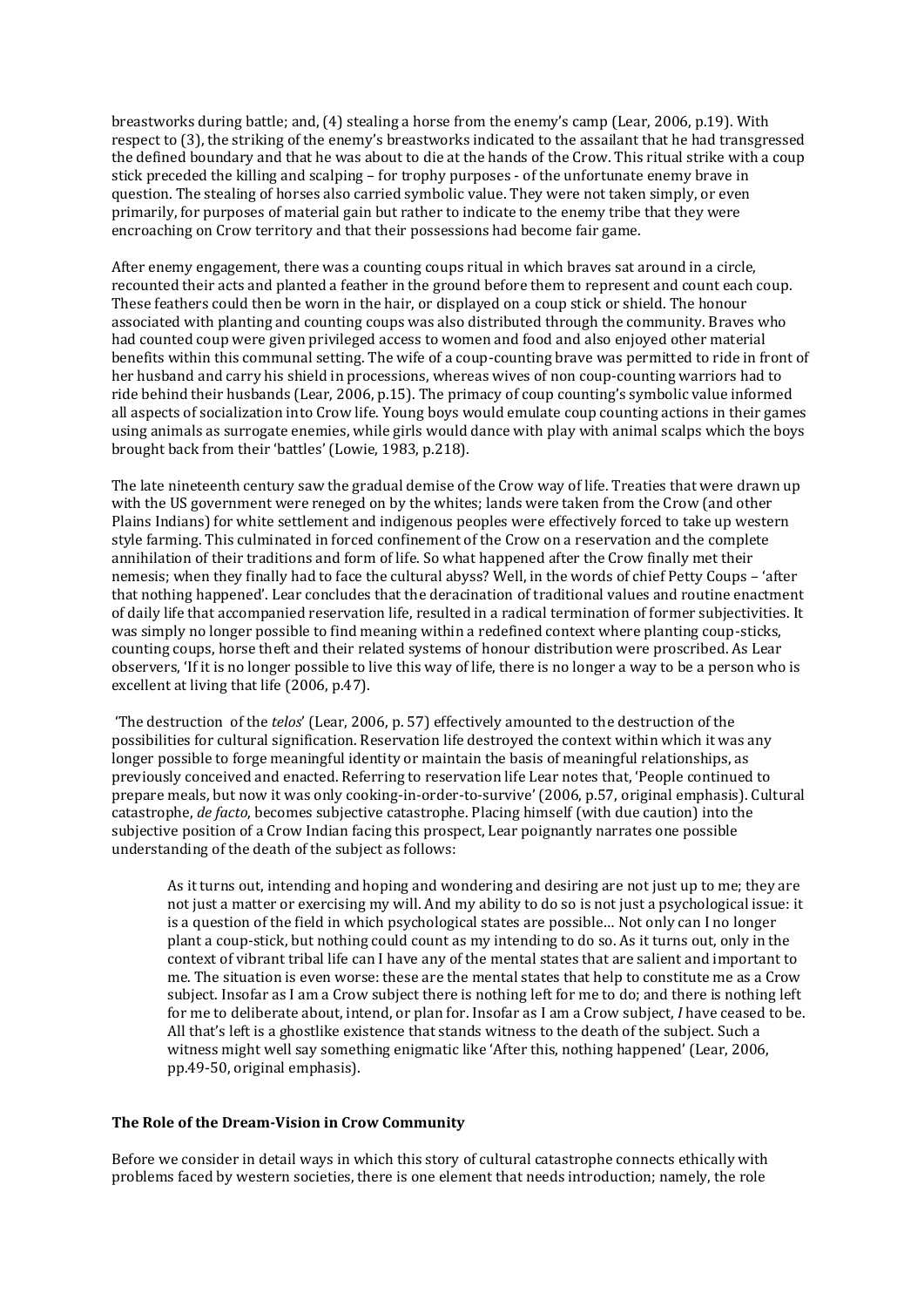breastworks during battle; and, (4) stealing a horse from the enemy's camp (Lear, 2006, p.19). With respect to (3), the striking of the enemy's breastworks indicated to the assailant that he had transgressed the defined boundary and that he was about to die at the hands of the Crow. This ritual strike with a coup stick preceded the killing and scalping – for trophy purposes - of the unfortunate enemy brave in question. The stealing of horses also carried symbolic value. They were not taken simply, or even primarily, for purposes of material gain but rather to indicate to the enemy tribe that they were encroaching on Crow territory and that their possessions had become fair game.

After enemy engagement, there was a counting coups ritual in which braves sat around in a circle, recounted their acts and planted a feather in the ground before them to represent and count each coup. These feathers could then be worn in the hair, or displayed on a coup stick or shield. The honour associated with planting and counting coups was also distributed through the community. Braves who had counted coup were given privileged access to women and food and also enjoyed other material benefits within this communal setting. The wife of a coup-counting brave was permitted to ride in front of her husband and carry his shield in processions, whereas wives of non coup-counting warriors had to ride behind their husbands (Lear, 2006, p.15). The primacy of coup counting's symbolic value informed all aspects of socialization into Crow life. Young boys would emulate coup counting actions in their games using animals as surrogate enemies, while girls would dance with play with animal scalps which the boys brought back from their 'battles' (Lowie, 1983, p.218).

The late nineteenth century saw the gradual demise of the Crow way of life. Treaties that were drawn up with the US government were reneged on by the whites; lands were taken from the Crow (and other Plains Indians) for white settlement and indigenous peoples were effectively forced to take up western style farming. This culminated in forced confinement of the Crow on a reservation and the complete annihilation of their traditions and form of life. So what happened after the Crow finally met their nemesis; when they finally had to face the cultural abyss? Well, in the words of chief Petty Coups – 'after that nothing happened'. Lear concludes that the deracination of traditional values and routine enactment of daily life that accompanied reservation life, resulted in a radical termination of former subjectivities. It was simply no longer possible to find meaning within a redefined context where planting coup-sticks, counting coups, horse theft and their related systems of honour distribution were proscribed. As Lear observers, 'If it is no longer possible to live this way of life, there is no longer a way to be a person who is excellent at living that life (2006, p.47).

'The destruction of the *telos*' (Lear, 2006, p. 57) effectively amounted to the destruction of the possibilities for cultural signification. Reservation life destroyed the context within which it was any longer possible to forge meaningful identity or maintain the basis of meaningful relationships, as previously conceived and enacted. Referring to reservation life Lear notes that, 'People continued to prepare meals, but now it was only cooking-in-order-to-survive' (2006, p.57, original emphasis). Cultural catastrophe, *de facto*, becomes subjective catastrophe. Placing himself (with due caution) into the subjective position of a Crow Indian facing this prospect, Lear poignantly narrates one possible understanding of the death of the subject as follows:

> As it turns out, intending and hoping and wondering and desiring are not just up to me; they are not just a matter or exercising my will. And my ability to do so is not just a psychological issue: it is a question of the field in which psychological states are possible… Not only can I no longer plant a coup-stick, but nothing could count as my intending to do so. As it turns out, only in the context of vibrant tribal life can I have any of the mental states that are salient and important to me. The situation is even worse: these are the mental states that help to constitute me as a Crow subject. Insofar as I am a Crow subject there is nothing left for me to do; and there is nothing left for me to deliberate about, intend, or plan for. Insofar as I am a Crow subject, *I* have ceased to be. All that's left is a ghostlike existence that stands witness to the death of the subject. Such a witness might well say something enigmatic like 'After this, nothing happened' (Lear, 2006, pp.49-50, original emphasis).

**The Role of the Dream-Vision in Crow Community**

Before we consider in detail ways in which this story of cultural catastrophe connects ethically with problems faced by western societies, there is one element that needs introduction; namely, the role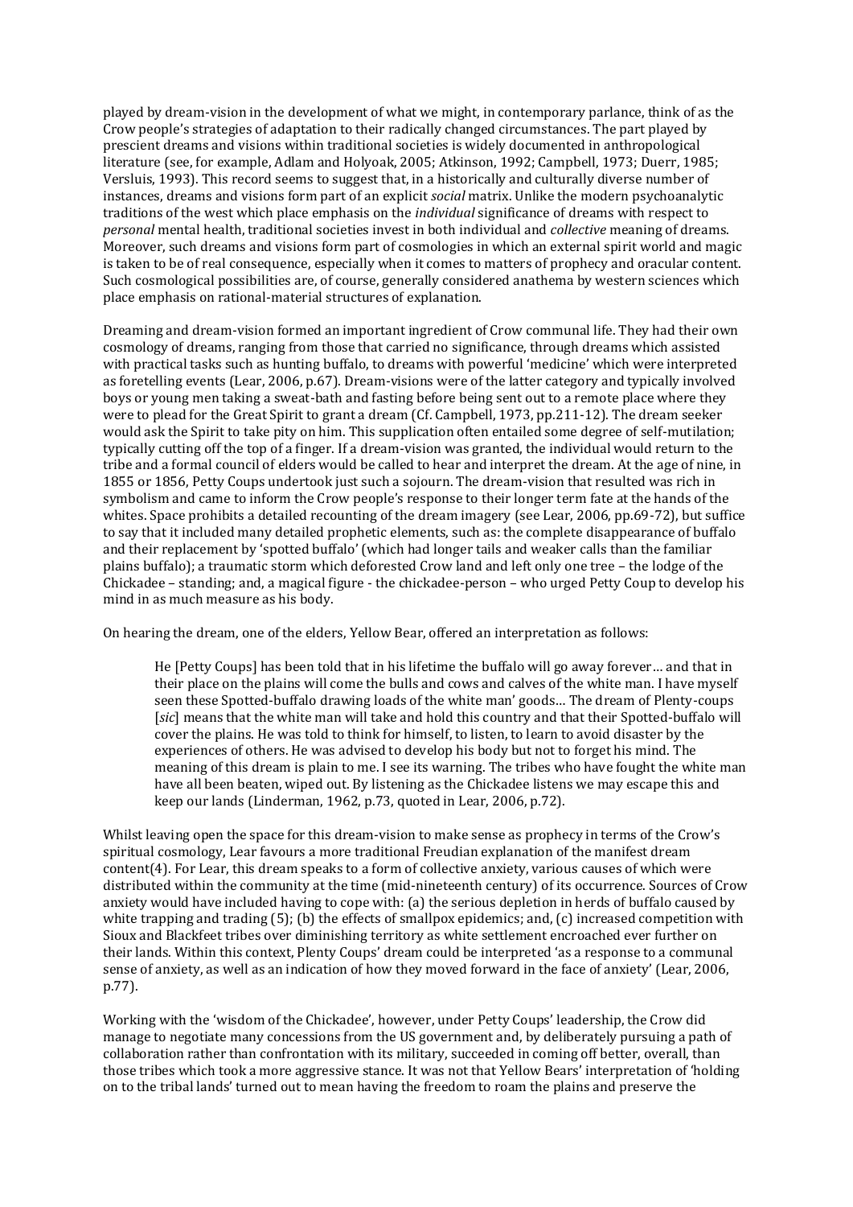played by dream-vision in the development of what we might, in contemporary parlance, think of as the Crow people's strategies of adaptation to their radically changed circumstances. The part played by prescient dreams and visions within traditional societies is widely documented in anthropological literature (see, for example, Adlam and Holyoak, 2005; Atkinson, 1992; Campbell, 1973; Duerr, 1985; Versluis, 1993). This record seems to suggest that, in a historically and culturally diverse number of instances, dreams and visions form part of an explicit *social* matrix. Unlike the modern psychoanalytic traditions of the west which place emphasis on the *individual* significance of dreams with respect to *personal* mental health, traditional societies invest in both individual and *collective* meaning of dreams. Moreover, such dreams and visions form part of cosmologies in which an external spirit world and magic is taken to be of real consequence, especially when it comes to matters of prophecy and oracular content. Such cosmological possibilities are, of course, generally considered anathema by western sciences which place emphasis on rational-material structures of explanation.

Dreaming and dream-vision formed an important ingredient of Crow communal life. They had their own cosmology of dreams, ranging from those that carried no significance, through dreams which assisted with practical tasks such as hunting buffalo, to dreams with powerful 'medicine' which were interpreted as foretelling events (Lear, 2006, p.67). Dream-visions were of the latter category and typically involved boys or young men taking a sweat-bath and fasting before being sent out to a remote place where they were to plead for the Great Spirit to grant a dream (Cf. Campbell, 1973, pp.211-12). The dream seeker would ask the Spirit to take pity on him. This supplication often entailed some degree of self-mutilation; typically cutting off the top of a finger. If a dream-vision was granted, the individual would return to the tribe and a formal council of elders would be called to hear and interpret the dream. At the age of nine, in 1855 or 1856, Petty Coups undertook just such a sojourn. The dream-vision that resulted was rich in symbolism and came to inform the Crow people's response to their longer term fate at the hands of the whites. Space prohibits a detailed recounting of the dream imagery (see Lear, 2006, pp.69-72), but suffice to say that it included many detailed prophetic elements, such as: the complete disappearance of buffalo and their replacement by 'spotted buffalo' (which had longer tails and weaker calls than the familiar plains buffalo); a traumatic storm which deforested Crow land and left only one tree – the lodge of the Chickadee – standing; and, a magical figure - the chickadee-person – who urged Petty Coup to develop his mind in as much measure as his body.

On hearing the dream, one of the elders, Yellow Bear, offered an interpretation as follows:

> He [Petty Coups] has been told that in his lifetime the buffalo will go away forever… and that in their place on the plains will come the bulls and cows and calves of the white man. I have myself seen these Spotted-buffalo drawing loads of the white man' goods… The dream of Plenty-coups [*sic*] means that the white man will take and hold this country and that their Spotted-buffalo will cover the plains. He was told to think for himself, to listen, to learn to avoid disaster by the experiences of others. He was advised to develop his body but not to forget his mind. The meaning of this dream is plain to me. I see its warning. The tribes who have fought the white man have all been beaten, wiped out. By listening as the Chickadee listens we may escape this and keep our lands (Linderman, 1962, p.73, quoted in Lear, 2006, p.72).

Whilst leaving open the space for this dream-vision to make sense as prophecy in terms of the Crow's spiritual cosmology, Lear favours a more traditional Freudian explanation of the manifest dream content(4). For Lear, this dream speaks to a form of collective anxiety, various causes of which were distributed within the community at the time (mid-nineteenth century) of its occurrence. Sources of Crow anxiety would have included having to cope with: (a) the serious depletion in herds of buffalo caused by white trapping and trading (5); (b) the effects of smallpox epidemics; and, (c) increased competition with Sioux and Blackfeet tribes over diminishing territory as white settlement encroached ever further on their lands. Within this context, Plenty Coups' dream could be interpreted 'as a response to a communal sense of anxiety, as well as an indication of how they moved forward in the face of anxiety' (Lear, 2006, p.77).

Working with the 'wisdom of the Chickadee', however, under Petty Coups' leadership, the Crow did manage to negotiate many concessions from the US government and, by deliberately pursuing a path of collaboration rather than confrontation with its military, succeeded in coming off better, overall, than those tribes which took a more aggressive stance. It was not that Yellow Bears' interpretation of 'holding on to the tribal lands' turned out to mean having the freedom to roam the plains and preserve the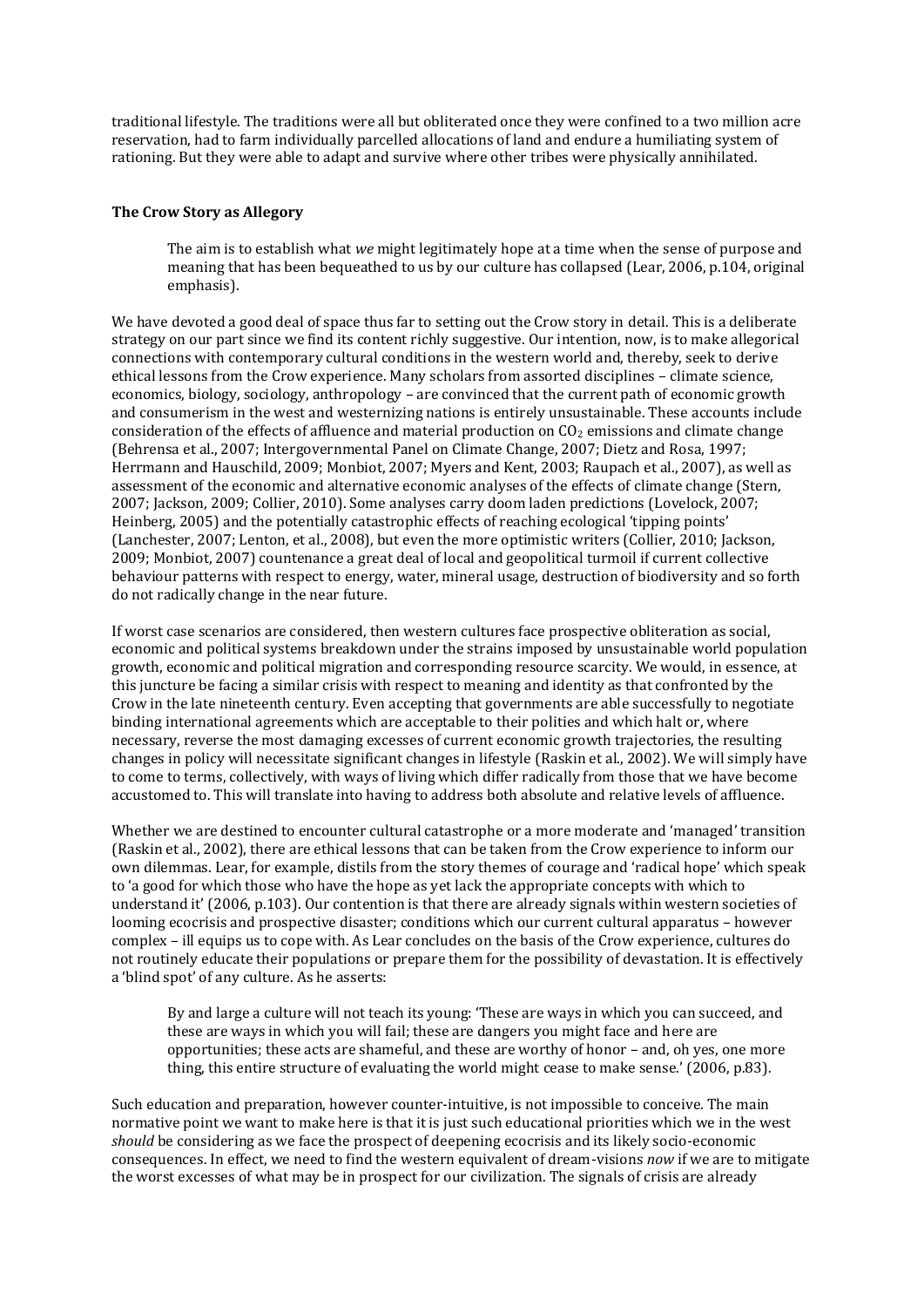traditional lifestyle. The traditions were all but obliterated once they were confined to a two million acre reservation, had to farm individually parcelled allocations of land and endure a humiliating system of rationing. But they were able to adapt and survive where other tribes were physically annihilated.

## The Crow Story as Allegory

> The aim is to establish what *we* might legitimately hope at a time when the sense of purpose and meaning that has been bequeathed to us by our culture has collapsed (Lear, 2006, p.104, original emphasis).

We have devoted a good deal of space thus far to setting out the Crow story in detail. This is a deliberate strategy on our part since we find its content richly suggestive. Our intention, now, is to make allegorical connections with contemporary cultural conditions in the western world and, thereby, seek to derive ethical lessons from the Crow experience. Many scholars from assorted disciplines – climate science, economics, biology, sociology, anthropology – are convinced that the current path of economic growth and consumerism in the west and westernizing nations is entirely unsustainable. These accounts include consideration of the effects of affluence and material production on $CO_2$ emissions and climate change (Behrensa et al., 2007; Intergovernmental Panel on Climate Change, 2007; Dietz and Rosa, 1997; Herrmann and Hauschild, 2009; Monbiot, 2007; Myers and Kent, 2003; Raupach et al., 2007), as well as assessment of the economic and alternative economic analyses of the effects of climate change (Stern, 2007; Jackson, 2009; Collier, 2010). Some analyses carry doom laden predictions (Lovelock, 2007; Heinberg, 2005) and the potentially catastrophic effects of reaching ecological 'tipping points' (Lanchester, 2007; Lenton, et al., 2008), but even the more optimistic writers (Collier, 2010; Jackson, 2009; Monbiot, 2007) countenance a great deal of local and geopolitical turmoil if current collective behaviour patterns with respect to energy, water, mineral usage, destruction of biodiversity and so forth do not radically change in the near future.

If worst case scenarios are considered, then western cultures face prospective obliteration as social, economic and political systems breakdown under the strains imposed by unsustainable world population growth, economic and political migration and corresponding resource scarcity. We would, in essence, at this juncture be facing a similar crisis with respect to meaning and identity as that confronted by the Crow in the late nineteenth century. Even accepting that governments are able successfully to negotiate binding international agreements which are acceptable to their polities and which halt or, where necessary, reverse the most damaging excesses of current economic growth trajectories, the resulting changes in policy will necessitate significant changes in lifestyle (Raskin et al., 2002). We will simply have to come to terms, collectively, with ways of living which differ radically from those that we have become accustomed to. This will translate into having to address both absolute and relative levels of affluence.

Whether we are destined to encounter cultural catastrophe or a more moderate and 'managed' transition (Raskin et al., 2002), there are ethical lessons that can be taken from the Crow experience to inform our own dilemmas. Lear, for example, distils from the story themes of courage and 'radical hope' which speak to 'a good for which those who have the hope as yet lack the appropriate concepts with which to understand it' (2006, p.103). Our contention is that there are already signals within western societies of looming ecocrisis and prospective disaster; conditions which our current cultural apparatus – however complex – ill equips us to cope with. As Lear concludes on the basis of the Crow experience, cultures do not routinely educate their populations or prepare them for the possibility of devastation. It is effectively a 'blind spot' of any culture. As he asserts:

> By and large a culture will not teach its young: 'These are ways in which you can succeed, and these are ways in which you will fail; these are dangers you might face and here are opportunities; these acts are shameful, and these are worthy of honor – and, oh yes, one more thing, this entire structure of evaluating the world might cease to make sense.' (2006, p.83).

Such education and preparation, however counter-intuitive, is not impossible to conceive. The main normative point we want to make here is that it is just such educational priorities which we in the west *should* be considering as we face the prospect of deepening ecocrisis and its likely socio-economic consequences. In effect, we need to find the western equivalent of dream-visions *now* if we are to mitigate the worst excesses of what may be in prospect for our civilization. The signals of crisis are already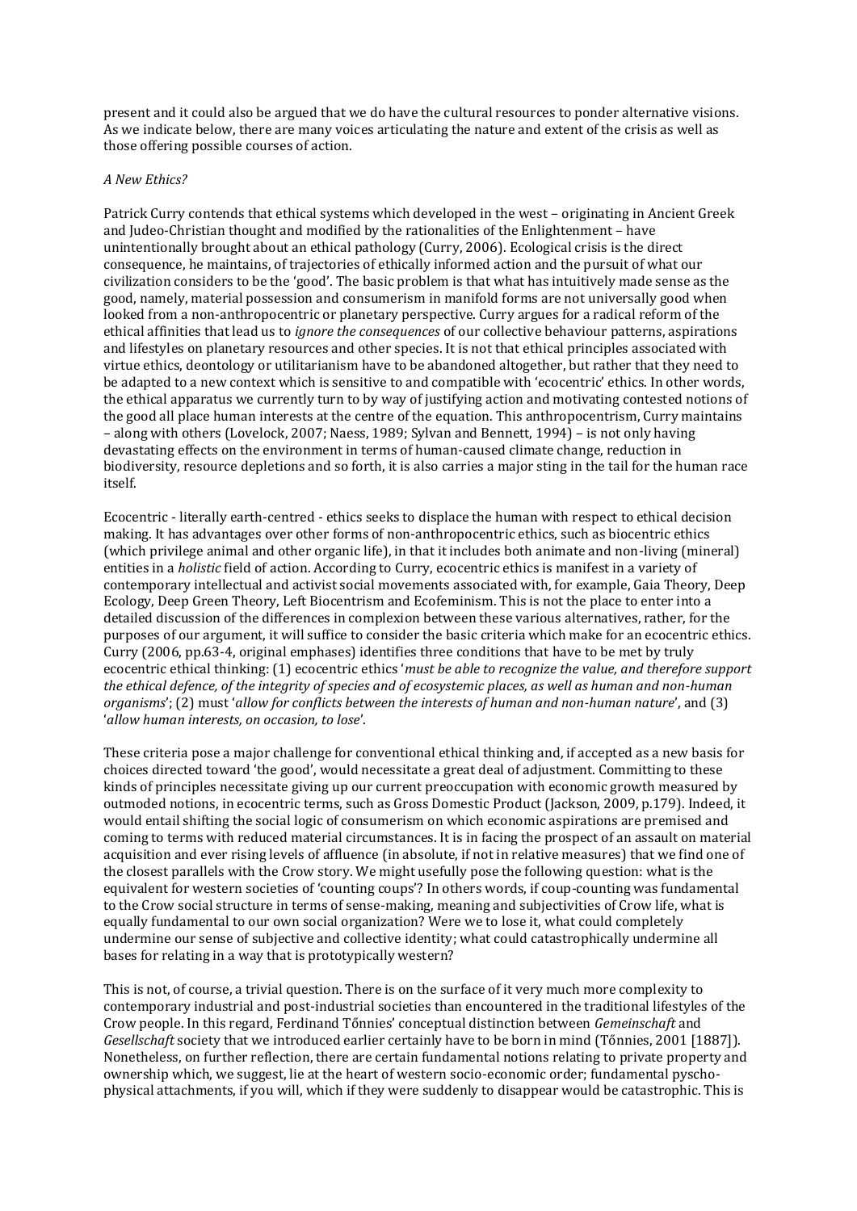present and it could also be argued that we do have the cultural resources to ponder alternative visions. As we indicate below, there are many voices articulating the nature and extent of the crisis as well as those offering possible courses of action.

### *A New Ethics?*

Patrick Curry contends that ethical systems which developed in the west – originating in Ancient Greek and Judeo-Christian thought and modified by the rationalities of the Enlightenment – have unintentionally brought about an ethical pathology (Curry, 2006). Ecological crisis is the direct consequence, he maintains, of trajectories of ethically informed action and the pursuit of what our civilization considers to be the 'good'. The basic problem is that what has intuitively made sense as the good, namely, material possession and consumerism in manifold forms are not universally good when looked from a non-anthropocentric or planetary perspective. Curry argues for a radical reform of the ethical affinities that lead us to *ignore the consequences* of our collective behaviour patterns, aspirations and lifestyles on planetary resources and other species. It is not that ethical principles associated with virtue ethics, deontology or utilitarianism have to be abandoned altogether, but rather that they need to be adapted to a new context which is sensitive to and compatible with 'ecocentric' ethics. In other words, the ethical apparatus we currently turn to by way of justifying action and motivating contested notions of the good all place human interests at the centre of the equation. This anthropocentrism, Curry maintains – along with others (Lovelock, 2007; Naess, 1989; Sylvan and Bennett, 1994) – is not only having devastating effects on the environment in terms of human-caused climate change, reduction in biodiversity, resource depletions and so forth, it is also carries a major sting in the tail for the human race itself.

Ecocentric - literally earth-centred - ethics seeks to displace the human with respect to ethical decision making. It has advantages over other forms of non-anthropocentric ethics, such as biocentric ethics (which privilege animal and other organic life), in that it includes both animate and non-living (mineral) entities in a *holistic* field of action. According to Curry, ecocentric ethics is manifest in a variety of contemporary intellectual and activist social movements associated with, for example, Gaia Theory, Deep Ecology, Deep Green Theory, Left Biocentrism and Ecofeminism. This is not the place to enter into a detailed discussion of the differences in complexion between these various alternatives, rather, for the purposes of our argument, it will suffice to consider the basic criteria which make for an ecocentric ethics. Curry (2006, pp.63-4, original emphases) identifies three conditions that have to be met by truly ecocentric ethical thinking: (1) ecocentric ethics '*must be able to recognize the value, and therefore support the ethical defence, of the integrity of species and of ecosystemic places, as well as human and non-human organisms*'; (2) must '*allow for conflicts between the interests of human and non-human nature*', and (3) '*allow human interests, on occasion, to lose*'.

These criteria pose a major challenge for conventional ethical thinking and, if accepted as a new basis for choices directed toward 'the good', would necessitate a great deal of adjustment. Committing to these kinds of principles necessitate giving up our current preoccupation with economic growth measured by outmoded notions, in ecocentric terms, such as Gross Domestic Product (Jackson, 2009, p.179). Indeed, it would entail shifting the social logic of consumerism on which economic aspirations are premised and coming to terms with reduced material circumstances. It is in facing the prospect of an assault on material acquisition and ever rising levels of affluence (in absolute, if not in relative measures) that we find one of the closest parallels with the Crow story. We might usefully pose the following question: what is the equivalent for western societies of 'counting coups'? In others words, if coup-counting was fundamental to the Crow social structure in terms of sense-making, meaning and subjectivities of Crow life, what is equally fundamental to our own social organization? Were we to lose it, what could completely undermine our sense of subjective and collective identity; what could catastrophically undermine all bases for relating in a way that is prototypically western?

This is not, of course, a trivial question. There is on the surface of it very much more complexity to contemporary industrial and post-industrial societies than encountered in the traditional lifestyles of the Crow people. In this regard, Ferdinand Tőnnies' conceptual distinction between *Gemeinschaft* and *Gesellschaft* society that we introduced earlier certainly have to be born in mind (Tőnnies, 2001 [1887]). Nonetheless, on further reflection, there are certain fundamental notions relating to private property and ownership which, we suggest, lie at the heart of western socio-economic order; fundamental pyscho-physical attachments, if you will, which if they were suddenly to disappear would be catastrophic. This is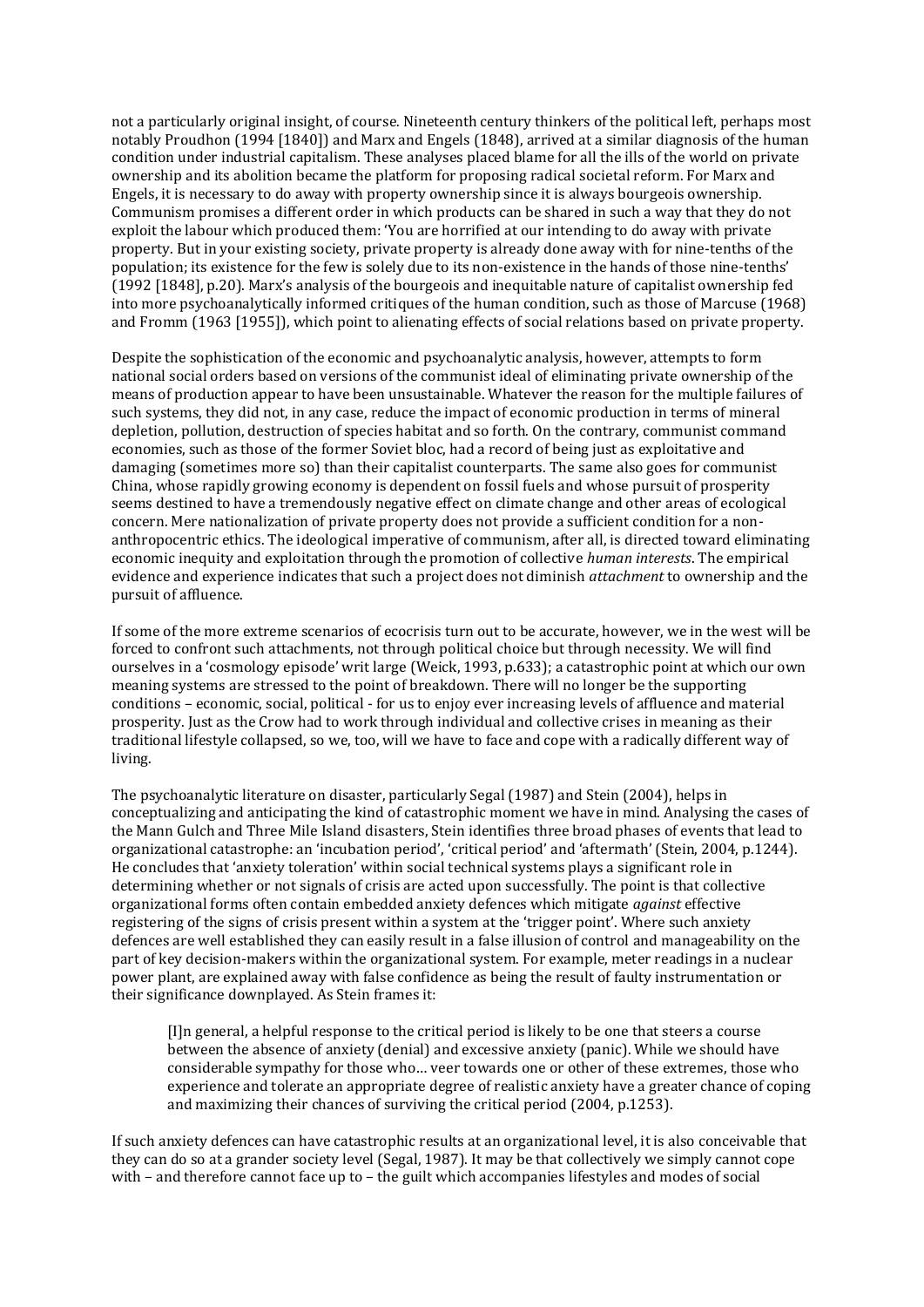not a particularly original insight, of course. Nineteenth century thinkers of the political left, perhaps most notably Proudhon (1994 [1840]) and Marx and Engels (1848), arrived at a similar diagnosis of the human condition under industrial capitalism. These analyses placed blame for all the ills of the world on private ownership and its abolition became the platform for proposing radical societal reform. For Marx and Engels, it is necessary to do away with property ownership since it is always bourgeois ownership. Communism promises a different order in which products can be shared in such a way that they do not exploit the labour which produced them: 'You are horrified at our intending to do away with private property. But in your existing society, private property is already done away with for nine-tenths of the population; its existence for the few is solely due to its non-existence in the hands of those nine-tenths' (1992 [1848], p.20). Marx's analysis of the bourgeois and inequitable nature of capitalist ownership fed into more psychoanalytically informed critiques of the human condition, such as those of Marcuse (1968) and Fromm (1963 [1955]), which point to alienating effects of social relations based on private property.

Despite the sophistication of the economic and psychoanalytic analysis, however, attempts to form national social orders based on versions of the communist ideal of eliminating private ownership of the means of production appear to have been unsustainable. Whatever the reason for the multiple failures of such systems, they did not, in any case, reduce the impact of economic production in terms of mineral depletion, pollution, destruction of species habitat and so forth. On the contrary, communist command economies, such as those of the former Soviet bloc, had a record of being just as exploitative and damaging (sometimes more so) than their capitalist counterparts. The same also goes for communist China, whose rapidly growing economy is dependent on fossil fuels and whose pursuit of prosperity seems destined to have a tremendously negative effect on climate change and other areas of ecological concern. Mere nationalization of private property does not provide a sufficient condition for a non-anthropocentric ethics. The ideological imperative of communism, after all, is directed toward eliminating economic inequity and exploitation through the promotion of collective *human interests*. The empirical evidence and experience indicates that such a project does not diminish *attachment* to ownership and the pursuit of affluence.

If some of the more extreme scenarios of ecocrisis turn out to be accurate, however, we in the west will be forced to confront such attachments, not through political choice but through necessity. We will find ourselves in a 'cosmology episode' writ large (Weick, 1993, p.633); a catastrophic point at which our own meaning systems are stressed to the point of breakdown. There will no longer be the supporting conditions – economic, social, political - for us to enjoy ever increasing levels of affluence and material prosperity. Just as the Crow had to work through individual and collective crises in meaning as their traditional lifestyle collapsed, so we, too, will we have to face and cope with a radically different way of living.

The psychoanalytic literature on disaster, particularly Segal (1987) and Stein (2004), helps in conceptualizing and anticipating the kind of catastrophic moment we have in mind. Analysing the cases of the Mann Gulch and Three Mile Island disasters, Stein identifies three broad phases of events that lead to organizational catastrophe: an 'incubation period', 'critical period' and 'aftermath' (Stein, 2004, p.1244). He concludes that 'anxiety toleration' within social technical systems plays a significant role in determining whether or not signals of crisis are acted upon successfully. The point is that collective organizational forms often contain embedded anxiety defences which mitigate *against* effective registering of the signs of crisis present within a system at the 'trigger point'. Where such anxiety defences are well established they can easily result in a false illusion of control and manageability on the part of key decision-makers within the organizational system. For example, meter readings in a nuclear power plant, are explained away with false confidence as being the result of faulty instrumentation or their significance downplayed. As Stein frames it:

> [I]n general, a helpful response to the critical period is likely to be one that steers a course between the absence of anxiety (denial) and excessive anxiety (panic). While we should have considerable sympathy for those who… veer towards one or other of these extremes, those who experience and tolerate an appropriate degree of realistic anxiety have a greater chance of coping and maximizing their chances of surviving the critical period (2004, p.1253).

If such anxiety defences can have catastrophic results at an organizational level, it is also conceivable that they can do so at a grander society level (Segal, 1987). It may be that collectively we simply cannot cope with – and therefore cannot face up to – the guilt which accompanies lifestyles and modes of social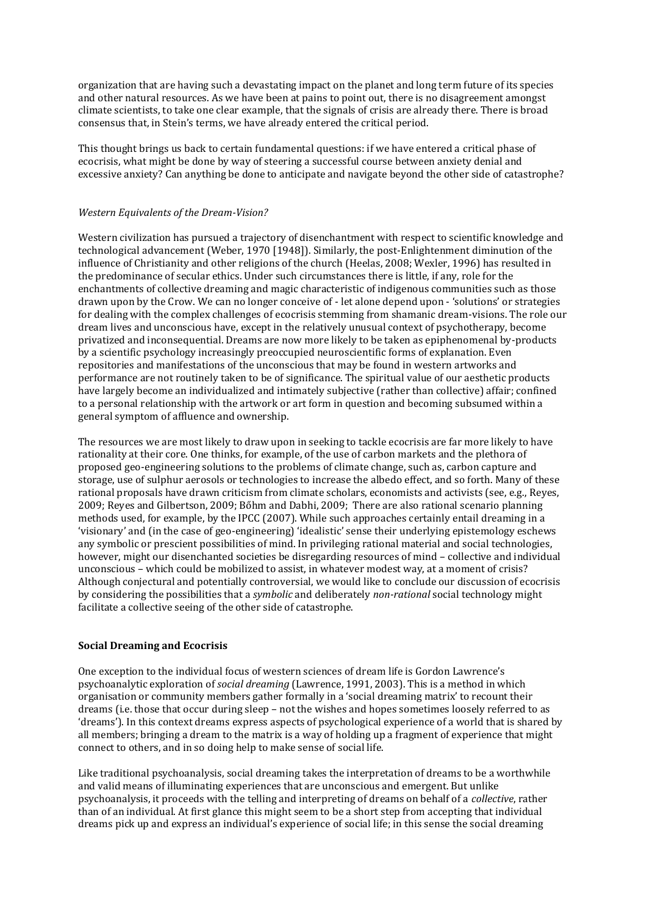organization that are having such a devastating impact on the planet and long term future of its species and other natural resources. As we have been at pains to point out, there is no disagreement amongst climate scientists, to take one clear example, that the signals of crisis are already there. There is broad consensus that, in Stein's terms, we have already entered the critical period.

This thought brings us back to certain fundamental questions: if we have entered a critical phase of ecocrisis, what might be done by way of steering a successful course between anxiety denial and excessive anxiety? Can anything be done to anticipate and navigate beyond the other side of catastrophe?

*Western Equivalents of the Dream-Vision?*

Western civilization has pursued a trajectory of disenchantment with respect to scientific knowledge and technological advancement (Weber, 1970 [1948]). Similarly, the post-Enlightenment diminution of the influence of Christianity and other religions of the church (Heelas, 2008; Wexler, 1996) has resulted in the predominance of secular ethics. Under such circumstances there is little, if any, role for the enchantments of collective dreaming and magic characteristic of indigenous communities such as those drawn upon by the Crow. We can no longer conceive of - let alone depend upon - 'solutions' or strategies for dealing with the complex challenges of ecocrisis stemming from shamanic dream-visions. The role our dream lives and unconscious have, except in the relatively unusual context of psychotherapy, become privatized and inconsequential. Dreams are now more likely to be taken as epiphenomenal by-products by a scientific psychology increasingly preoccupied neuroscientific forms of explanation. Even repositories and manifestations of the unconscious that may be found in western artworks and performance are not routinely taken to be of significance. The spiritual value of our aesthetic products have largely become an individualized and intimately subjective (rather than collective) affair; confined to a personal relationship with the artwork or art form in question and becoming subsumed within a general symptom of affluence and ownership.

The resources we are most likely to draw upon in seeking to tackle ecocrisis are far more likely to have rationality at their core. One thinks, for example, of the use of carbon markets and the plethora of proposed geo-engineering solutions to the problems of climate change, such as, carbon capture and storage, use of sulphur aerosols or technologies to increase the albedo effect, and so forth. Many of these rational proposals have drawn criticism from climate scholars, economists and activists (see, e.g., Reyes, 2009; Reyes and Gilbertson, 2009; Bőhm and Dabhi, 2009; There are also rational scenario planning methods used, for example, by the IPCC (2007). While such approaches certainly entail dreaming in a 'visionary' and (in the case of geo-engineering) 'idealistic' sense their underlying epistemology eschews any symbolic or prescient possibilities of mind. In privileging rational material and social technologies, however, might our disenchanted societies be disregarding resources of mind – collective and individual unconscious – which could be mobilized to assist, in whatever modest way, at a moment of crisis? Although conjectural and potentially controversial, we would like to conclude our discussion of ecocrisis by considering the possibilities that a *symbolic* and deliberately *non-rational* social technology might facilitate a collective seeing of the other side of catastrophe.

**Social Dreaming and Ecocrisis**

One exception to the individual focus of western sciences of dream life is Gordon Lawrence's psychoanalytic exploration of *social dreaming* (Lawrence, 1991, 2003). This is a method in which organisation or community members gather formally in a 'social dreaming matrix' to recount their dreams (i.e. those that occur during sleep – not the wishes and hopes sometimes loosely referred to as 'dreams'). In this context dreams express aspects of psychological experience of a world that is shared by all members; bringing a dream to the matrix is a way of holding up a fragment of experience that might connect to others, and in so doing help to make sense of social life.

Like traditional psychoanalysis, social dreaming takes the interpretation of dreams to be a worthwhile and valid means of illuminating experiences that are unconscious and emergent. But unlike psychoanalysis, it proceeds with the telling and interpreting of dreams on behalf of a *collective*, rather than of an individual. At first glance this might seem to be a short step from accepting that individual dreams pick up and express an individual's experience of social life; in this sense the social dreaming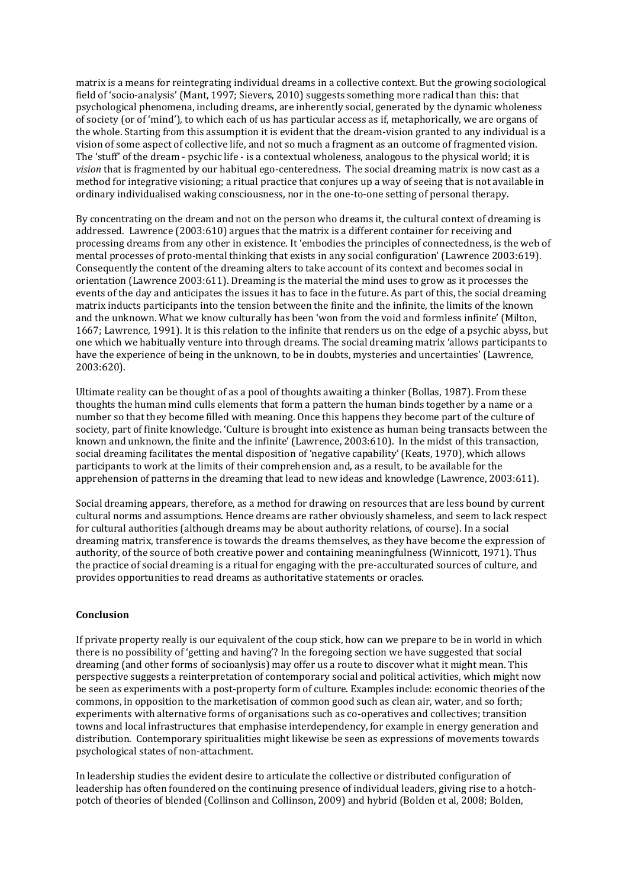matrix is a means for reintegrating individual dreams in a collective context. But the growing sociological field of 'socio-analysis' (Mant, 1997; Sievers, 2010) suggests something more radical than this: that psychological phenomena, including dreams, are inherently social, generated by the dynamic wholeness of society (or of 'mind'), to which each of us has particular access as if, metaphorically, we are organs of the whole. Starting from this assumption it is evident that the dream-vision granted to any individual is a vision of some aspect of collective life, and not so much a fragment as an outcome of fragmented vision. The 'stuff' of the dream - psychic life - is a contextual wholeness, analogous to the physical world; it is *vision* that is fragmented by our habitual ego-centeredness. The social dreaming matrix is now cast as a method for integrative visioning; a ritual practice that conjures up a way of seeing that is not available in ordinary individualised waking consciousness, nor in the one-to-one setting of personal therapy.

By concentrating on the dream and not on the person who dreams it, the cultural context of dreaming is addressed. Lawrence (2003:610) argues that the matrix is a different container for receiving and processing dreams from any other in existence. It 'embodies the principles of connectedness, is the web of mental processes of proto-mental thinking that exists in any social configuration' (Lawrence 2003:619). Consequently the content of the dreaming alters to take account of its context and becomes social in orientation (Lawrence 2003:611). Dreaming is the material the mind uses to grow as it processes the events of the day and anticipates the issues it has to face in the future. As part of this, the social dreaming matrix inducts participants into the tension between the finite and the infinite, the limits of the known and the unknown. What we know culturally has been 'won from the void and formless infinite' (Milton, 1667; Lawrence, 1991). It is this relation to the infinite that renders us on the edge of a psychic abyss, but one which we habitually venture into through dreams. The social dreaming matrix 'allows participants to have the experience of being in the unknown, to be in doubts, mysteries and uncertainties' (Lawrence, 2003:620).

Ultimate reality can be thought of as a pool of thoughts awaiting a thinker (Bollas, 1987). From these thoughts the human mind culls elements that form a pattern the human binds together by a name or a number so that they become filled with meaning. Once this happens they become part of the culture of society, part of finite knowledge. 'Culture is brought into existence as human being transacts between the known and unknown, the finite and the infinite' (Lawrence, 2003:610). In the midst of this transaction, social dreaming facilitates the mental disposition of 'negative capability' (Keats, 1970), which allows participants to work at the limits of their comprehension and, as a result, to be available for the apprehension of patterns in the dreaming that lead to new ideas and knowledge (Lawrence, 2003:611).

Social dreaming appears, therefore, as a method for drawing on resources that are less bound by current cultural norms and assumptions. Hence dreams are rather obviously shameless, and seem to lack respect for cultural authorities (although dreams may be about authority relations, of course). In a social dreaming matrix, transference is towards the dreams themselves, as they have become the expression of authority, of the source of both creative power and containing meaningfulness (Winnicott, 1971). Thus the practice of social dreaming is a ritual for engaging with the pre-acculturated sources of culture, and provides opportunities to read dreams as authoritative statements or oracles.

**Conclusion**

If private property really is our equivalent of the coup stick, how can we prepare to be in world in which there is no possibility of 'getting and having'? In the foregoing section we have suggested that social dreaming (and other forms of socioanlysis) may offer us a route to discover what it might mean. This perspective suggests a reinterpretation of contemporary social and political activities, which might now be seen as experiments with a post-property form of culture. Examples include: economic theories of the commons, in opposition to the marketisation of common good such as clean air, water, and so forth; experiments with alternative forms of organisations such as co-operatives and collectives; transition towns and local infrastructures that emphasise interdependency, for example in energy generation and distribution. Contemporary spiritualities might likewise be seen as expressions of movements towards psychological states of non-attachment.

In leadership studies the evident desire to articulate the collective or distributed configuration of leadership has often foundered on the continuing presence of individual leaders, giving rise to a hotch-potch of theories of blended (Collinson and Collinson, 2009) and hybrid (Bolden et al, 2008; Bolden,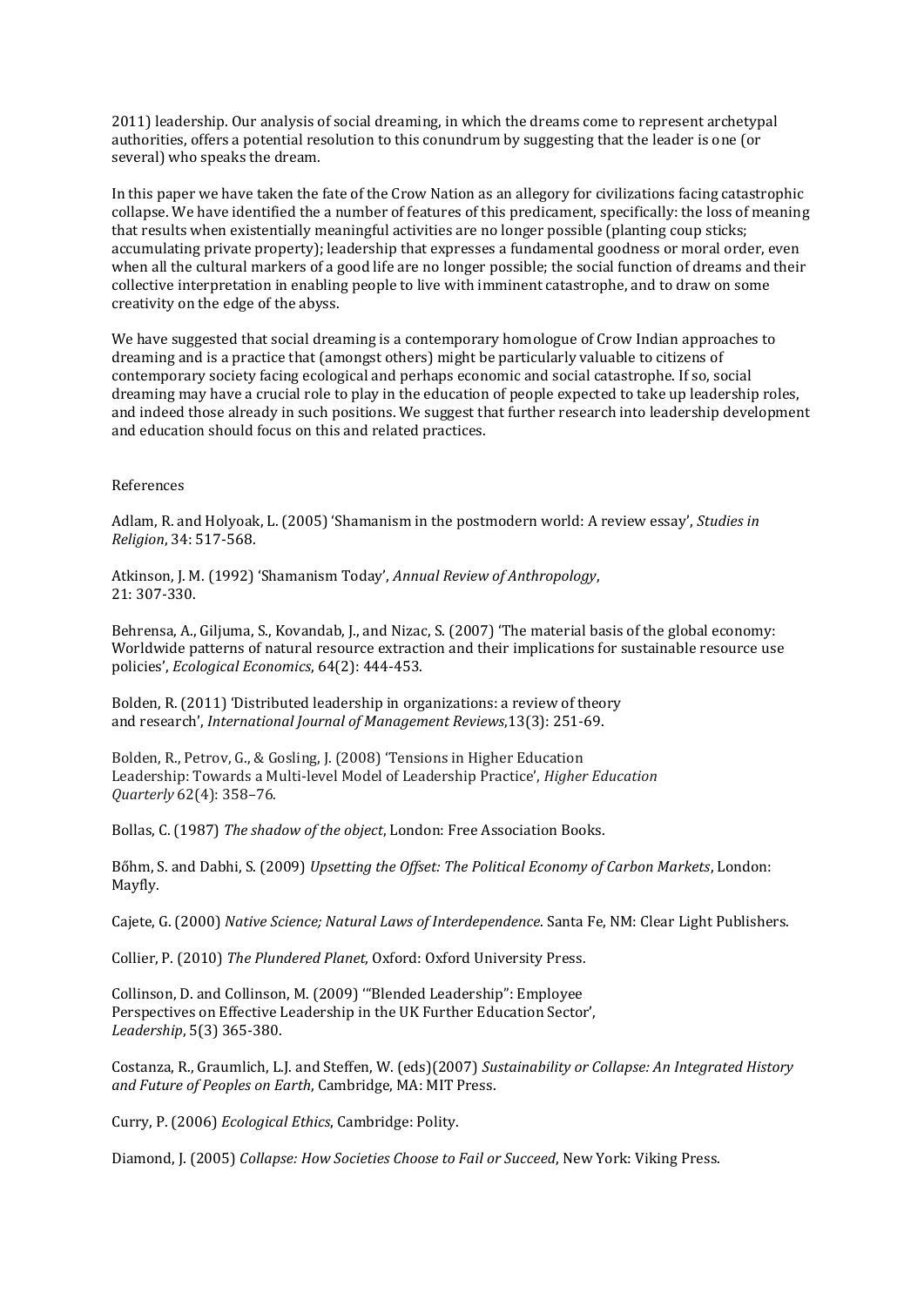2011) leadership. Our analysis of social dreaming, in which the dreams come to represent archetypal authorities, offers a potential resolution to this conundrum by suggesting that the leader is one (or several) who speaks the dream.

In this paper we have taken the fate of the Crow Nation as an allegory for civilizations facing catastrophic collapse. We have identified the a number of features of this predicament, specifically: the loss of meaning that results when existentially meaningful activities are no longer possible (planting coup sticks; accumulating private property); leadership that expresses a fundamental goodness or moral order, even when all the cultural markers of a good life are no longer possible; the social function of dreams and their collective interpretation in enabling people to live with imminent catastrophe, and to draw on some creativity on the edge of the abyss.

We have suggested that social dreaming is a contemporary homologue of Crow Indian approaches to dreaming and is a practice that (amongst others) might be particularly valuable to citizens of contemporary society facing ecological and perhaps economic and social catastrophe. If so, social dreaming may have a crucial role to play in the education of people expected to take up leadership roles, and indeed those already in such positions. We suggest that further research into leadership development and education should focus on this and related practices.

References

Adlam, R. and Holyoak, L. (2005) 'Shamanism in the postmodern world: A review essay', *Studies in Religion*, 34: 517-568.

Atkinson, J. M. (1992) 'Shamanism Today', *Annual Review of Anthropology*, 21: 307-330.

Behrensa, A., Giljuma, S., Kovandab, J., and Nizac, S. (2007) 'The material basis of the global economy: Worldwide patterns of natural resource extraction and their implications for sustainable resource use policies', *Ecological Economics*, 64(2): 444-453.

Bolden, R. (2011) 'Distributed leadership in organizations: a review of theory and research', *International Journal of Management Reviews*,13(3): 251-69.

Bolden, R., Petrov, G., & Gosling, J. (2008) 'Tensions in Higher Education Leadership: Towards a Multi-level Model of Leadership Practice', *Higher Education Quarterly* 62(4): 358–76.

Bollas, C. (1987) *The shadow of the object*, London: Free Association Books.

Bőhm, S. and Dabhi, S. (2009) *Upsetting the Offset: The Political Economy of Carbon Markets*, London: Mayfly.

Cajete, G. (2000) *Native Science; Natural Laws of Interdependence*. Santa Fe, NM: Clear Light Publishers.

Collier, P. (2010) *The Plundered Planet*, Oxford: Oxford University Press.

Collinson, D. and Collinson, M. (2009) '"Blended Leadership": Employee Perspectives on Effective Leadership in the UK Further Education Sector', *Leadership*, 5(3) 365-380.

Costanza, R., Graumlich, L.J. and Steffen, W. (eds)(2007) *Sustainability or Collapse: An Integrated History and Future of Peoples on Earth*, Cambridge, MA: MIT Press.

Curry, P. (2006) *Ecological Ethics*, Cambridge: Polity.

Diamond, J. (2005) *Collapse: How Societies Choose to Fail or Succeed*, New York: Viking Press.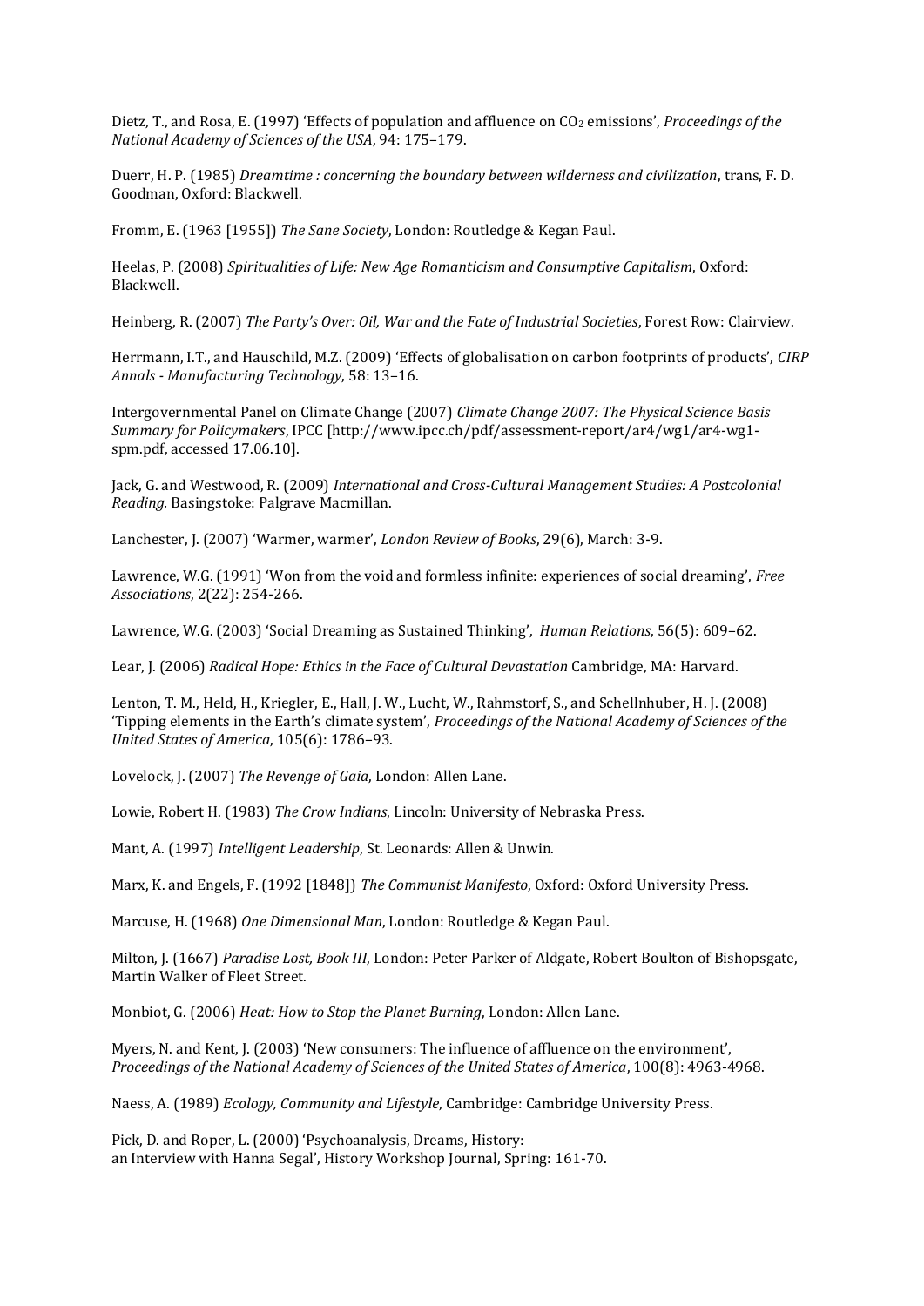Dietz, T., and Rosa, E. (1997) 'Effects of population and affluence on $CO_2$ emissions', *Proceedings of the National Academy of Sciences of the USA*, 94: 175–179.

Duerr, H. P. (1985) *Dreamtime : concerning the boundary between wilderness and civilization*, trans, F. D. Goodman, Oxford: Blackwell.

Fromm, E. (1963 [1955]) *The Sane Society*, London: Routledge & Kegan Paul.

Heelas, P. (2008) *Spiritualities of Life: New Age Romanticism and Consumptive Capitalism*, Oxford: Blackwell.

Heinberg, R. (2007) *The Party's Over: Oil, War and the Fate of Industrial Societies*, Forest Row: Clairview.

Herrmann, I.T., and Hauschild, M.Z. (2009) 'Effects of globalisation on carbon footprints of products', *CIRP Annals - Manufacturing Technology*, 58: 13–16.

Intergovernmental Panel on Climate Change (2007) *Climate Change 2007: The Physical Science Basis Summary for Policymakers*, IPCC [http://www.ipcc.ch/pdf/assessment-report/ar4/wg1/ar4-wg1-spm.pdf, accessed 17.06.10].

Jack, G. and Westwood, R. (2009) *International and Cross-Cultural Management Studies: A Postcolonial Reading.* Basingstoke: Palgrave Macmillan.

Lanchester, J. (2007) 'Warmer, warmer', *London Review of Books*, 29(6), March: 3-9.

Lawrence, W.G. (1991) 'Won from the void and formless infinite: experiences of social dreaming', *Free Associations*, 2(22): 254-266.

Lawrence, W.G. (2003) 'Social Dreaming as Sustained Thinking', *Human Relations*, 56(5): 609–62.

Lear, J. (2006) *Radical Hope: Ethics in the Face of Cultural Devastation* Cambridge, MA: Harvard.

Lenton, T. M., Held, H., Kriegler, E., Hall, J. W., Lucht, W., Rahmstorf, S., and Schellnhuber, H. J. (2008) 'Tipping elements in the Earth's climate system', *Proceedings of the National Academy of Sciences of the United States of America*, 105(6): 1786–93.

Lovelock, J. (2007) *The Revenge of Gaia*, London: Allen Lane.

Lowie, Robert H. (1983) *The Crow Indians*, Lincoln: University of Nebraska Press.

Mant, A. (1997) *Intelligent Leadership*, St. Leonards: Allen & Unwin.

Marx, K. and Engels, F. (1992 [1848]) *The Communist Manifesto*, Oxford: Oxford University Press.

Marcuse, H. (1968) *One Dimensional Man*, London: Routledge & Kegan Paul.

Milton, J. (1667) *Paradise Lost, Book III*, London: Peter Parker of Aldgate, Robert Boulton of Bishopsgate, Martin Walker of Fleet Street.

Monbiot, G. (2006) *Heat: How to Stop the Planet Burning*, London: Allen Lane.

Myers, N. and Kent, J. (2003) 'New consumers: The influence of affluence on the environment', *Proceedings of the National Academy of Sciences of the United States of America*, 100(8): 4963-4968.

Naess, A. (1989) *Ecology, Community and Lifestyle*, Cambridge: Cambridge University Press.

Pick, D. and Roper, L. (2000) 'Psychoanalysis, Dreams, History: an Interview with Hanna Segal', History Workshop Journal, Spring: 161-70.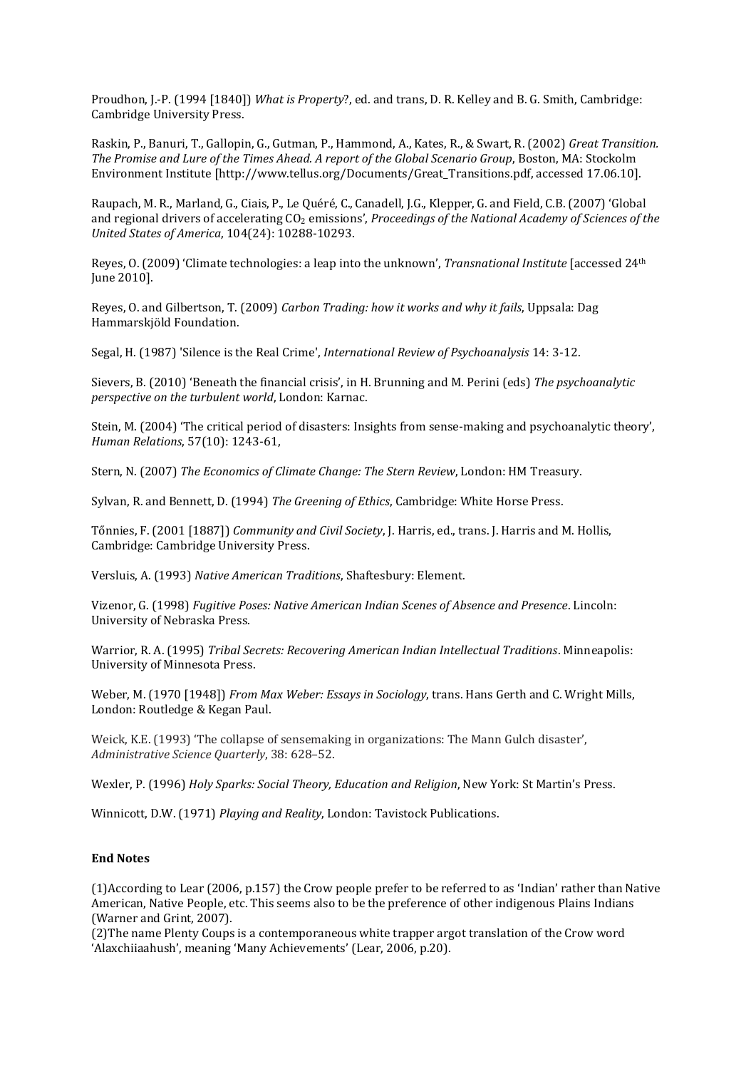Proudhon, J.-P. (1994 [1840]) *What is Property*?, ed. and trans, D. R. Kelley and B. G. Smith, Cambridge: Cambridge University Press.

Raskin, P., Banuri, T., Gallopin, G., Gutman, P., Hammond, A., Kates, R., & Swart, R. (2002) *Great Transition. The Promise and Lure of the Times Ahead. A report of the Global Scenario Group*, Boston, MA: Stockolm Environment Institute [http://www.tellus.org/Documents/Great_Transitions.pdf, accessed 17.06.10].

Raupach, M. R., Marland, G., Ciais, P., Le Quéré, C., Canadell, J.G., Klepper, G. and Field, C.B. (2007) 'Global and regional drivers of accelerating $CO_2$ emissions', *Proceedings of the National Academy of Sciences of the United States of America*, 104(24): 10288-10293.

Reyes, O. (2009) 'Climate technologies: a leap into the unknown', *Transnational Institute* [accessed 24th June 2010].

Reyes, O. and Gilbertson, T. (2009) *Carbon Trading: how it works and why it fails*, Uppsala: Dag Hammarskjöld Foundation.

Segal, H. (1987) 'Silence is the Real Crime', *International Review of Psychoanalysis* 14: 3-12.

Sievers, B. (2010) 'Beneath the financial crisis', in H. Brunning and M. Perini (eds) *The psychoanalytic perspective on the turbulent world*, London: Karnac.

Stein, M. (2004) 'The critical period of disasters: Insights from sense-making and psychoanalytic theory', *Human Relations*, 57(10): 1243-61,

Stern, N. (2007) *The Economics of Climate Change: The Stern Review*, London: HM Treasury.

Sylvan, R. and Bennett, D. (1994) *The Greening of Ethics*, Cambridge: White Horse Press.

Tőnnies, F. (2001 [1887]) *Community and Civil Society*, J. Harris, ed., trans. J. Harris and M. Hollis, Cambridge: Cambridge University Press.

Versluis, A. (1993) *Native American Traditions*, Shaftesbury: Element.

Vizenor, G. (1998) *Fugitive Poses: Native American Indian Scenes of Absence and Presence*. Lincoln: University of Nebraska Press.

Warrior, R. A. (1995) *Tribal Secrets: Recovering American Indian Intellectual Traditions*. Minneapolis: University of Minnesota Press.

Weber, M. (1970 [1948]) *From Max Weber: Essays in Sociology*, trans. Hans Gerth and C. Wright Mills, London: Routledge & Kegan Paul.

Weick, K.E. (1993) 'The collapse of sensemaking in organizations: The Mann Gulch disaster', *Administrative Science Quarterly*, 38: 628–52.

Wexler, P. (1996) *Holy Sparks: Social Theory, Education and Religion*, New York: St Martin's Press.

Winnicott, D.W. (1971) *Playing and Reality*, London: Tavistock Publications.

**End Notes**

(1)According to Lear (2006, p.157) the Crow people prefer to be referred to as 'Indian' rather than Native American, Native People, etc. This seems also to be the preference of other indigenous Plains Indians (Warner and Grint, 2007).
(2)The name Plenty Coups is a contemporaneous white trapper argot translation of the Crow word 'Alaxchiiaahush', meaning 'Many Achievements' (Lear, 2006, p.20).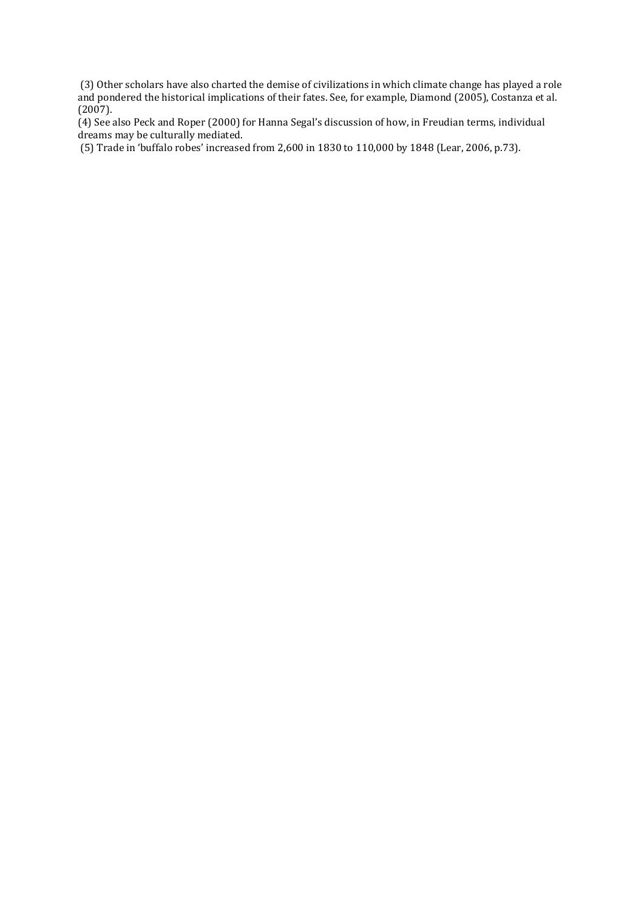(3) Other scholars have also charted the demise of civilizations in which climate change has played a role and pondered the historical implications of their fates. See, for example, Diamond (2005), Costanza et al. (2007).

(4) See also Peck and Roper (2000) for Hanna Segal's discussion of how, in Freudian terms, individual dreams may be culturally mediated.

(5) Trade in 'buffalo robes' increased from 2,600 in 1830 to 110,000 by 1848 (Lear, 2006, p.73).